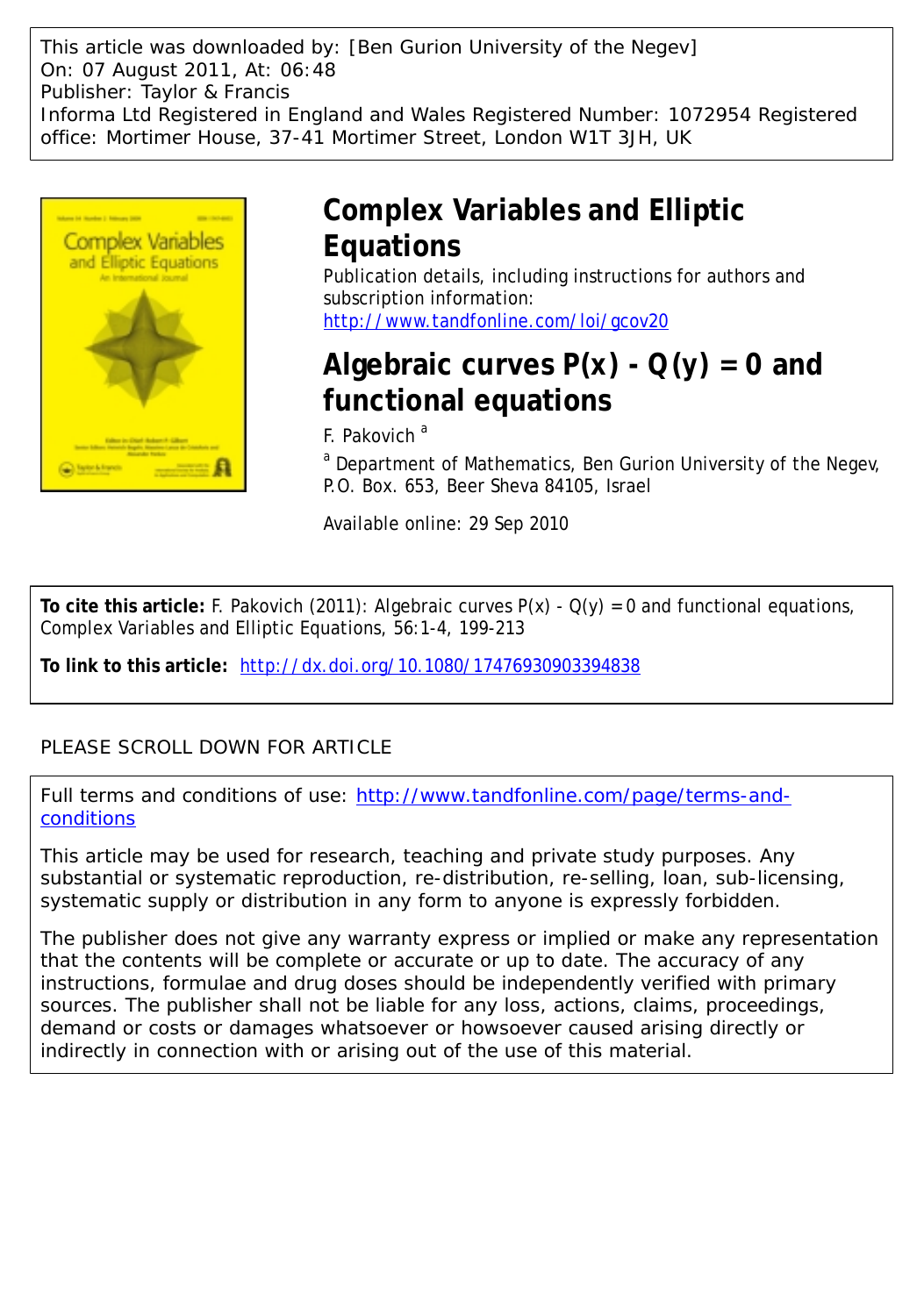This article was downloaded by: [Ben Gurion University of the Negev]
On: 07 August 2011, At: 06:48
Publisher: Taylor & Francis
Informa Ltd Registered in England and Wales Registered Number: 1072954 Registered office: Mortimer House, 37-41 Mortimer Street, London W1T 3JH, UK

# Complex Variables and Elliptic Equations

Publication details, including instructions for authors and subscription information:
http://www.tandfonline.com/loi/gcov20

# Algebraic curves P(x) - Q(y) = 0 and functional equations

F. Pakovich [a]

[a] Department of Mathematics, Ben Gurion University of the Negev, P.O. Box. 653, Beer Sheva 84105, Israel

Available online: 29 Sep 2010

**To cite this article:** F. Pakovich (2011): Algebraic curves P(x) - Q(y) = 0 and functional equations, Complex Variables and Elliptic Equations, 56:1-4, 199-213

**To link to this article:** http://dx.doi.org/10.1080/17476930903394838

PLEASE SCROLL DOWN FOR ARTICLE

Full terms and conditions of use: http://www.tandfonline.com/page/terms-and-conditions

This article may be used for research, teaching and private study purposes. Any substantial or systematic reproduction, re-distribution, re-selling, loan, sub-licensing, systematic supply or distribution in any form to anyone is expressly forbidden.

The publisher does not give any warranty express or implied or make any representation that the contents will be complete or accurate or up to date. The accuracy of any instructions, formulae and drug doses should be independently verified with primary sources. The publisher shall not be liable for any loss, actions, claims, proceedings, demand or costs or damages whatsoever or howsoever caused arising directly or indirectly in connection with or arising out of the use of this material.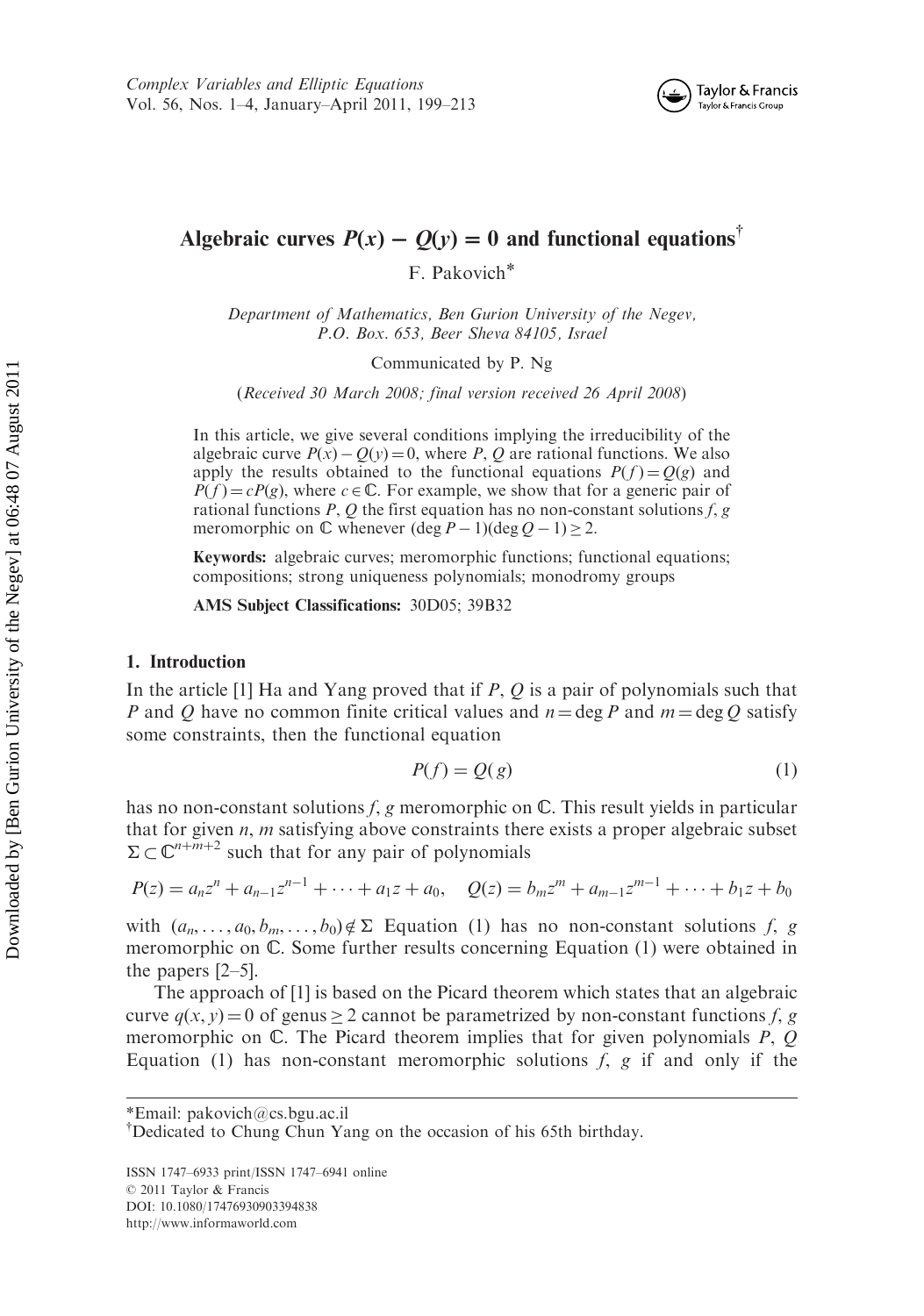# Algebraic curves $P(x) - Q(y) = 0$ and functional equations[†]

F. Pakovich*

*Department of Mathematics, Ben Gurion University of the Negev, P.O. Box. 653, Beer Sheva 84105, Israel*

Communicated by P. Ng

(*Received 30 March 2008; final version received 26 April 2008*)

In this article, we give several conditions implying the irreducibility of the algebraic curve $P(x) - Q(y) = 0$, where $P$, $Q$ are rational functions. We also apply the results obtained to the functional equations $P(f) = Q(g)$ and $P(f) = cP(g)$, where $c \in \mathbb{C}$. For example, we show that for a generic pair of rational functions $P$, $Q$ the first equation has no non-constant solutions $f$, $g$ meromorphic on $\mathbb{C}$ whenever $(\deg P - 1)(\deg Q - 1) \geq 2$.

**Keywords:** algebraic curves; meromorphic functions; functional equations; compositions; strong uniqueness polynomials; monodromy groups

**AMS Subject Classifications:** 30D05; 39B32

## 1. Introduction

In the article [1] Ha and Yang proved that if $P$, $Q$ is a pair of polynomials such that $P$ and $Q$ have no common finite critical values and $n = \deg P$ and $m = \deg Q$ satisfy some constraints, then the functional equation

$$P(f) = Q(g) \tag{1}$$

has no non-constant solutions $f$, $g$ meromorphic on $\mathbb{C}$. This result yields in particular that for given $n$, $m$ satisfying above constraints there exists a proper algebraic subset $\Sigma \subset \mathbb{C}^{n+m+2}$ such that for any pair of polynomials

$$P(z) = a_n z^n + a_{n-1} z^{n-1} + \cdots + a_1 z + a_0, \quad Q(z) = b_m z^m + a_{m-1} z^{m-1} + \cdots + b_1 z + b_0$$

with $(a_n, \ldots, a_0, b_m, \ldots, b_0) \notin \Sigma$ Equation (1) has no non-constant solutions $f$, $g$ meromorphic on $\mathbb{C}$. Some further results concerning Equation (1) were obtained in the papers [2–5].

The approach of [1] is based on the Picard theorem which states that an algebraic curve $q(x, y) = 0$ of genus $\geq 2$ cannot be parametrized by non-constant functions $f$, $g$ meromorphic on $\mathbb{C}$. The Picard theorem implies that for given polynomials $P$, $Q$ Equation (1) has non-constant meromorphic solutions $f$, $g$ if and only if the

*Email: pakovich@cs.bgu.ac.il

[†]Dedicated to Chung Chun Yang on the occasion of his 65th birthday.

ISSN 1747–6933 print/ISSN 1747–6941 online
© 2011 Taylor & Francis
DOI: 10.1080/17476930903394838
http://www.informaworld.com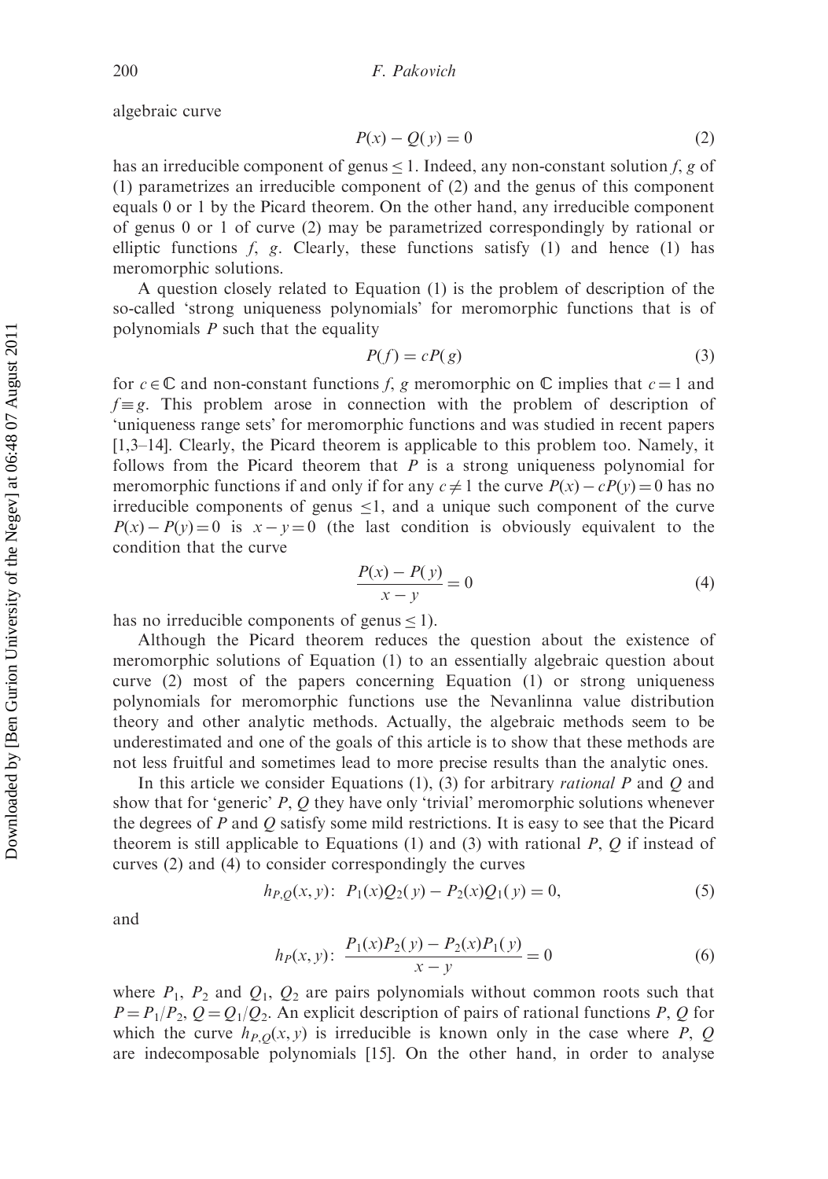algebraic curve

$$P(x) - Q(y) = 0 \tag{2}$$

has an irreducible component of genus $\leq 1$. Indeed, any non-constant solution $f$, $g$ of (1) parametrizes an irreducible component of (2) and the genus of this component equals 0 or 1 by the Picard theorem. On the other hand, any irreducible component of genus 0 or 1 of curve (2) may be parametrized correspondingly by rational or elliptic functions $f$, $g$. Clearly, these functions satisfy (1) and hence (1) has meromorphic solutions.

A question closely related to Equation (1) is the problem of description of the so-called 'strong uniqueness polynomials' for meromorphic functions that is of polynomials $P$ such that the equality

$$P(f) = cP(g) \tag{3}$$

for $c \in \mathbb{C}$ and non-constant functions $f$, $g$ meromorphic on $\mathbb{C}$ implies that $c = 1$ and $f \equiv g$. This problem arose in connection with the problem of description of 'uniqueness range sets' for meromorphic functions and was studied in recent papers [1,3–14]. Clearly, the Picard theorem is applicable to this problem too. Namely, it follows from the Picard theorem that $P$ is a strong uniqueness polynomial for meromorphic functions if and only if for any $c \neq 1$ the curve $P(x) - cP(y) = 0$ has no irreducible components of genus $\leq 1$, and a unique such component of the curve $P(x) - P(y) = 0$ is $x - y = 0$ (the last condition is obviously equivalent to the condition that the curve

$$\frac{P(x) - P(y)}{x - y} = 0 \tag{4}$$

has no irreducible components of genus $\leq 1$).

Although the Picard theorem reduces the question about the existence of meromorphic solutions of Equation (1) to an essentially algebraic question about curve (2) most of the papers concerning Equation (1) or strong uniqueness polynomials for meromorphic functions use the Nevanlinna value distribution theory and other analytic methods. Actually, the algebraic methods seem to be underestimated and one of the goals of this article is to show that these methods are not less fruitful and sometimes lead to more precise results than the analytic ones.

In this article we consider Equations (1), (3) for arbitrary *rational* $P$ and $Q$ and show that for 'generic' $P$, $Q$ they have only 'trivial' meromorphic solutions whenever the degrees of $P$ and $Q$ satisfy some mild restrictions. It is easy to see that the Picard theorem is still applicable to Equations (1) and (3) with rational $P$, $Q$ if instead of curves (2) and (4) to consider correspondingly the curves

$$h_{P,Q}(x, y): \; P_1(x)Q_2(y) - P_2(x)Q_1(y) = 0, \tag{5}$$

and

$$h_P(x, y): \; \frac{P_1(x)P_2(y) - P_2(x)P_1(y)}{x - y} = 0 \tag{6}$$

where $P_1$, $P_2$ and $Q_1$, $Q_2$ are pairs polynomials without common roots such that $P = P_1/P_2$, $Q = Q_1/Q_2$. An explicit description of pairs of rational functions $P$, $Q$ for which the curve $h_{P,Q}(x, y)$ is irreducible is known only in the case where $P$, $Q$ are indecomposable polynomials [15]. On the other hand, in order to analyse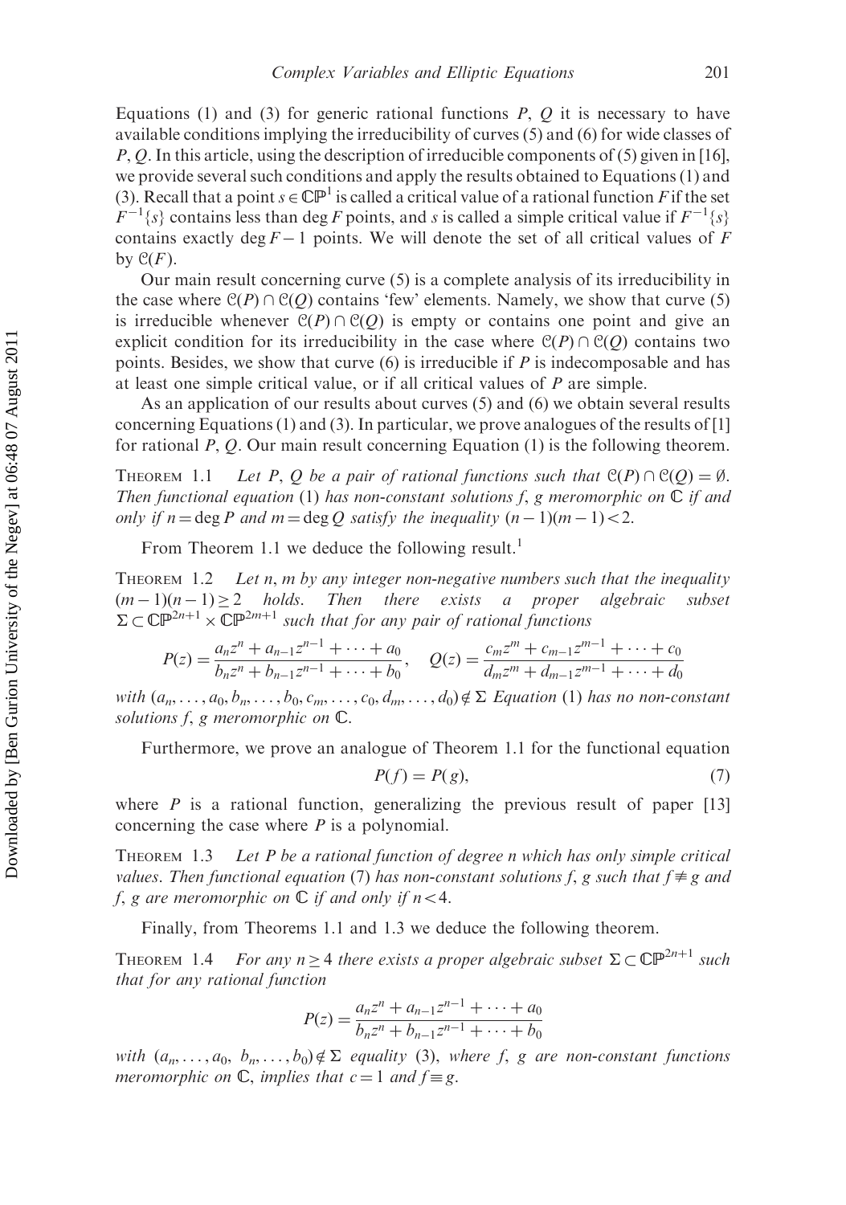Equations (1) and (3) for generic rational functions $P$, $Q$ it is necessary to have available conditions implying the irreducibility of curves (5) and (6) for wide classes of $P$, $Q$. In this article, using the description of irreducible components of (5) given in [16], we provide several such conditions and apply the results obtained to Equations (1) and (3). Recall that a point $s \in \mathbb{CP}^1$ is called a critical value of a rational function $F$ if the set $F^{-1}\{s\}$ contains less than $\deg F$ points, and $s$ is called a simple critical value if $F^{-1}\{s\}$ contains exactly $\deg F - 1$ points. We will denote the set of all critical values of $F$ by $\mathcal{C}(F)$.

Our main result concerning curve (5) is a complete analysis of its irreducibility in the case where $\mathcal{C}(P) \cap \mathcal{C}(Q)$ contains 'few' elements. Namely, we show that curve (5) is irreducible whenever $\mathcal{C}(P) \cap \mathcal{C}(Q)$ is empty or contains one point and give an explicit condition for its irreducibility in the case where $\mathcal{C}(P) \cap \mathcal{C}(Q)$ contains two points. Besides, we show that curve (6) is irreducible if $P$ is indecomposable and has at least one simple critical value, or if all critical values of $P$ are simple.

As an application of our results about curves (5) and (6) we obtain several results concerning Equations (1) and (3). In particular, we prove analogues of the results of [1] for rational $P$, $Q$. Our main result concerning Equation (1) is the following theorem.

Theorem 1.1 *Let $P$, $Q$ be a pair of rational functions such that $\mathcal{C}(P) \cap \mathcal{C}(Q) = \emptyset$. Then functional equation* (1) *has non-constant solutions $f$, $g$ meromorphic on $\mathbb{C}$ if and only if $n = \deg P$ and $m = \deg Q$ satisfy the inequality $(n-1)(m-1) < 2$.*

From Theorem 1.1 we deduce the following result.[1]

Theorem 1.2 *Let $n$, $m$ by any integer non-negative numbers such that the inequality $(m-1)(n-1) \geq 2$ holds. Then there exists a proper algebraic subset $\Sigma \subset \mathbb{CP}^{2n+1} \times \mathbb{CP}^{2m+1}$ such that for any pair of rational functions*

$$P(z) = \frac{a_n z^n + a_{n-1} z^{n-1} + \cdots + a_0}{b_n z^n + b_{n-1} z^{n-1} + \cdots + b_0}, \quad Q(z) = \frac{c_m z^m + c_{m-1} z^{m-1} + \cdots + c_0}{d_m z^m + d_{m-1} z^{m-1} + \cdots + d_0}$$

*with $(a_n, \ldots, a_0, b_n, \ldots, b_0, c_m, \ldots, c_0, d_m, \ldots, d_0) \notin \Sigma$ Equation* (1) *has no non-constant solutions $f$, $g$ meromorphic on $\mathbb{C}$.*

Furthermore, we prove an analogue of Theorem 1.1 for the functional equation

$$P(f) = P(g), \tag{7}$$

where $P$ is a rational function, generalizing the previous result of paper [13] concerning the case where $P$ is a polynomial.

Theorem 1.3 *Let $P$ be a rational function of degree $n$ which has only simple critical values. Then functional equation* (7) *has non-constant solutions $f$, $g$ such that $f \not\equiv g$ and $f$, $g$ are meromorphic on $\mathbb{C}$ if and only if $n < 4$.*

Finally, from Theorems 1.1 and 1.3 we deduce the following theorem.

Theorem 1.4 *For any $n \geq 4$ there exists a proper algebraic subset $\Sigma \subset \mathbb{CP}^{2n+1}$ such that for any rational function*

$$P(z) = \frac{a_n z^n + a_{n-1} z^{n-1} + \cdots + a_0}{b_n z^n + b_{n-1} z^{n-1} + \cdots + b_0}$$

*with $(a_n, \ldots, a_0, \; b_n, \ldots, b_0) \notin \Sigma$ equality* (3), *where $f$, $g$ are non-constant functions meromorphic on $\mathbb{C}$, implies that $c = 1$ and $f \equiv g$.*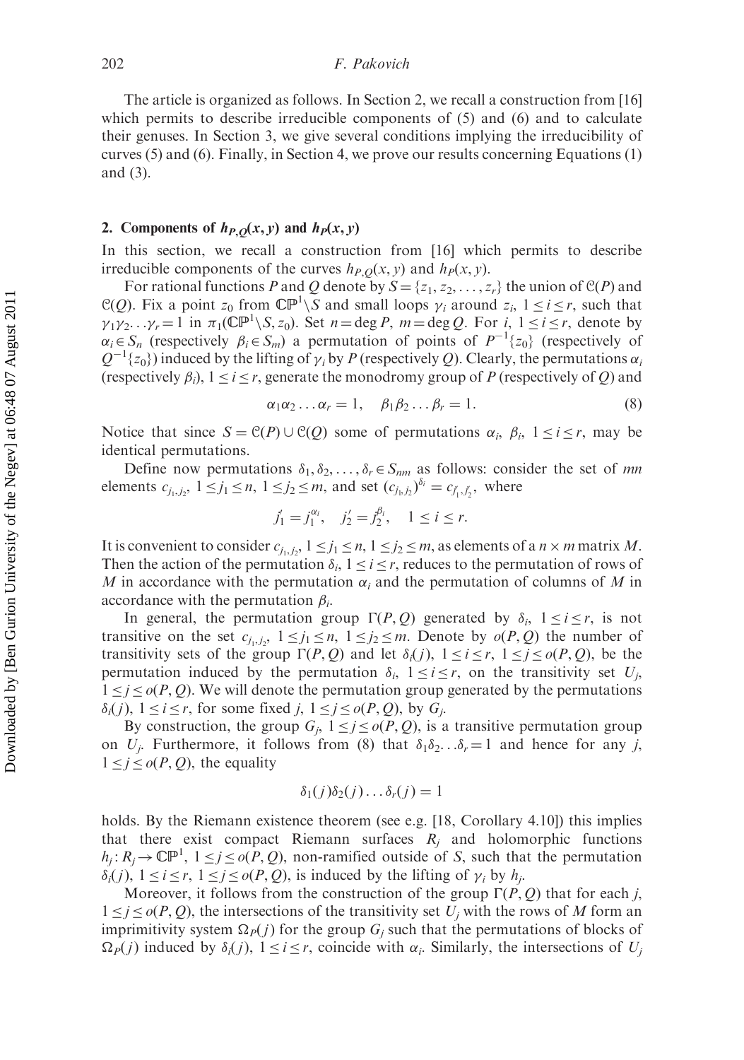The article is organized as follows. In Section 2, we recall a construction from [16] which permits to describe irreducible components of (5) and (6) and to calculate their genuses. In Section 3, we give several conditions implying the irreducibility of curves (5) and (6). Finally, in Section 4, we prove our results concerning Equations (1) and (3).

## 2. Components of $h_{P,Q}(x, y)$ and $h_P(x, y)$

In this section, we recall a construction from [16] which permits to describe irreducible components of the curves $h_{P,Q}(x, y)$ and $h_P(x, y)$.

For rational functions $P$ and $Q$ denote by $S = \{z_1, z_2, \ldots, z_r\}$ the union of $\mathcal{C}(P)$ and $\mathcal{C}(Q)$. Fix a point $z_0$ from $\mathbb{CP}^1 \setminus S$ and small loops $\gamma_i$ around $z_i$, $1 \le i \le r$, such that $\gamma_1\gamma_2 \ldots \gamma_r = 1$ in $\pi_1(\mathbb{CP}^1 \setminus S, z_0)$. Set $n = \deg P$, $m = \deg Q$. For $i$, $1 \le i \le r$, denote by $\alpha_i \in S_n$ (respectively $\beta_i \in S_m$) a permutation of points of $P^{-1}\{z_0\}$ (respectively of $Q^{-1}\{z_0\}$) induced by the lifting of $\gamma_i$ by $P$ (respectively $Q$). Clearly, the permutations $\alpha_i$ (respectively $\beta_i$), $1 \le i \le r$, generate the monodromy group of $P$ (respectively of $Q$) and

$$\alpha_1\alpha_2 \ldots \alpha_r = 1, \quad \beta_1\beta_2 \ldots \beta_r = 1. \tag{8}$$

Notice that since $S = \mathcal{C}(P) \cup \mathcal{C}(Q)$ some of permutations $\alpha_i$, $\beta_i$, $1 \le i \le r$, may be identical permutations.

Define now permutations $\delta_1, \delta_2, \ldots, \delta_r \in S_{nm}$ as follows: consider the set of $mn$ elements $c_{j_1,j_2}$, $1 \le j_1 \le n$, $1 \le j_2 \le m$, and set $(c_{j_1,j_2})^{\delta_i} = c_{j'_1,j'_2}$, where

$$j'_1 = j_1^{\alpha_i}, \quad j'_2 = j_2^{\beta_i}, \quad 1 \le i \le r.$$

It is convenient to consider $c_{j_1,j_2}$, $1 \le j_1 \le n$, $1 \le j_2 \le m$, as elements of a $n \times m$ matrix $M$. Then the action of the permutation $\delta_i$, $1 \le i \le r$, reduces to the permutation of rows of $M$ in accordance with the permutation $\alpha_i$ and the permutation of columns of $M$ in accordance with the permutation $\beta_i$.

In general, the permutation group $\Gamma(P, Q)$ generated by $\delta_i$, $1 \le i \le r$, is not transitive on the set $c_{j_1,j_2}$, $1 \le j_1 \le n$, $1 \le j_2 \le m$. Denote by $o(P, Q)$ the number of transitivity sets of the group $\Gamma(P, Q)$ and let $\delta_i(j)$, $1 \le i \le r$, $1 \le j \le o(P, Q)$, be the permutation induced by the permutation $\delta_i$, $1 \le i \le r$, on the transitivity set $U_j$, $1 \le j \le o(P, Q)$. We will denote the permutation group generated by the permutations $\delta_i(j)$, $1 \le i \le r$, for some fixed $j$, $1 \le j \le o(P, Q)$, by $G_j$.

By construction, the group $G_j$, $1 \le j \le o(P, Q)$, is a transitive permutation group on $U_j$. Furthermore, it follows from (8) that $\delta_1\delta_2 \ldots \delta_r = 1$ and hence for any $j$, $1 \le j \le o(P, Q)$, the equality

$$\delta_1(j)\delta_2(j) \ldots \delta_r(j) = 1$$

holds. By the Riemann existence theorem (see e.g. [18, Corollary 4.10]) this implies that there exist compact Riemann surfaces $R_j$ and holomorphic functions $h_j : R_j \to \mathbb{CP}^1$, $1 \le j \le o(P, Q)$, non-ramified outside of $S$, such that the permutation $\delta_i(j)$, $1 \le i \le r$, $1 \le j \le o(P, Q)$, is induced by the lifting of $\gamma_i$ by $h_j$.

Moreover, it follows from the construction of the group $\Gamma(P, Q)$ that for each $j$, $1 \le j \le o(P, Q)$, the intersections of the transitivity set $U_j$ with the rows of $M$ form an imprimitivity system $\Omega_P(j)$ for the group $G_j$ such that the permutations of blocks of $\Omega_P(j)$ induced by $\delta_i(j)$, $1 \le i \le r$, coincide with $\alpha_i$. Similarly, the intersections of $U_j$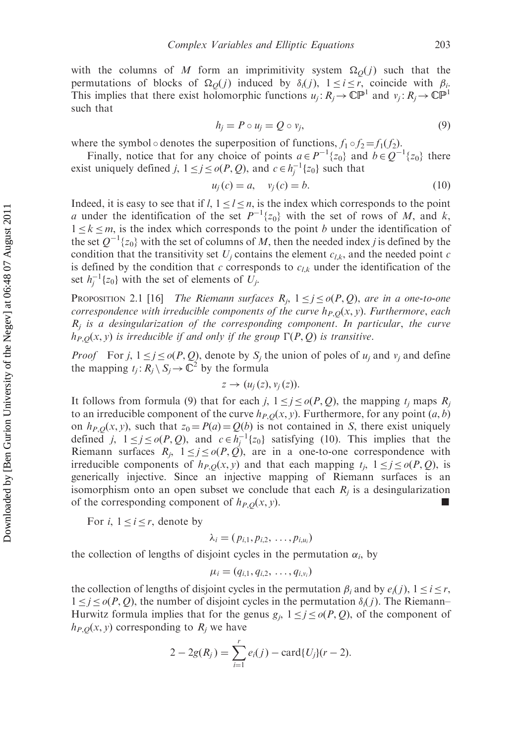with the columns of $M$ form an imprimitivity system $\Omega_Q(j)$ such that the permutations of blocks of $\Omega_Q(j)$ induced by $\delta_i(j)$, $1 \leq i \leq r$, coincide with $\beta_i$. This implies that there exist holomorphic functions $u_j: R_j \to \mathbb{CP}^1$ and $v_j: R_j \to \mathbb{CP}^1$ such that

$$h_j = P \circ u_j = Q \circ v_j, \tag{9}$$

where the symbol $\circ$ denotes the superposition of functions, $f_1 \circ f_2 = f_1(f_2)$.

Finally, notice that for any choice of points $a \in P^{-1}\{z_0\}$ and $b \in Q^{-1}\{z_0\}$ there exist uniquely defined $j$, $1 \leq j \leq o(P, Q)$, and $c \in h_j^{-1}\{z_0\}$ such that

$$u_j(c) = a, \quad v_j(c) = b. \tag{10}$$

Indeed, it is easy to see that if $l$, $1 \leq l \leq n$, is the index which corresponds to the point $a$ under the identification of the set $P^{-1}\{z_0\}$ with the set of rows of $M$, and $k$, $1 \leq k \leq m$, is the index which corresponds to the point $b$ under the identification of the set $Q^{-1}\{z_0\}$ with the set of columns of $M$, then the needed index $j$ is defined by the condition that the transitivity set $U_j$ contains the element $c_{l,k}$, and the needed point $c$ is defined by the condition that $c$ corresponds to $c_{l,k}$ under the identification of the set $h_j^{-1}\{z_0\}$ with the set of elements of $U_j$.

PROPOSITION 2.1 [16] *The Riemann surfaces $R_j$, $1 \leq j \leq o(P, Q)$, are in a one-to-one correspondence with irreducible components of the curve $h_{P,Q}(x, y)$. Furthermore, each $R_j$ is a desingularization of the corresponding component. In particular, the curve $h_{P,Q}(x, y)$ is irreducible if and only if the group $\Gamma(P, Q)$ is transitive.*

*Proof* For $j$, $1 \leq j \leq o(P, Q)$, denote by $S_j$ the union of poles of $u_j$ and $v_j$ and define the mapping $t_j: R_j \setminus S_j \to \mathbb{C}^2$ by the formula

$$z \to (u_j(z), v_j(z)).$$

It follows from formula (9) that for each $j$, $1 \leq j \leq o(P, Q)$, the mapping $t_j$ maps $R_j$ to an irreducible component of the curve $h_{P,Q}(x, y)$. Furthermore, for any point $(a, b)$ on $h_{P,Q}(x, y)$, such that $z_0 = P(a) = Q(b)$ is not contained in $S$, there exist uniquely defined $j$, $1 \leq j \leq o(P, Q)$, and $c \in h_j^{-1}\{z_0\}$ satisfying (10). This implies that the Riemann surfaces $R_j$, $1 \leq j \leq o(P, Q)$, are in a one-to-one correspondence with irreducible components of $h_{P,Q}(x, y)$ and that each mapping $t_j$, $1 \leq j \leq o(P, Q)$, is generically injective. Since an injective mapping of Riemann surfaces is an isomorphism onto an open subset we conclude that each $R_j$ is a desingularization of the corresponding component of $h_{P,Q}(x, y)$. ∎

For $i$, $1 \leq i \leq r$, denote by

$$\lambda_i = (p_{i,1}, p_{i,2}, \ldots, p_{i,u_i})$$

the collection of lengths of disjoint cycles in the permutation $\alpha_i$, by

$$\mu_i = (q_{i,1}, q_{i,2}, \ldots, q_{i,v_i})$$

the collection of lengths of disjoint cycles in the permutation $\beta_i$ and by $e_i(j)$, $1 \leq i \leq r$, $1 \leq j \leq o(P, Q)$, the number of disjoint cycles in the permutation $\delta_i(j)$. The Riemann–Hurwitz formula implies that for the genus $g_j$, $1 \leq j \leq o(P, Q)$, of the component of $h_{P,Q}(x, y)$ corresponding to $R_j$ we have

$$2 - 2g(R_j) = \sum_{i=1}^{r} e_i(j) - \text{card}\{U_j\}(r - 2).$$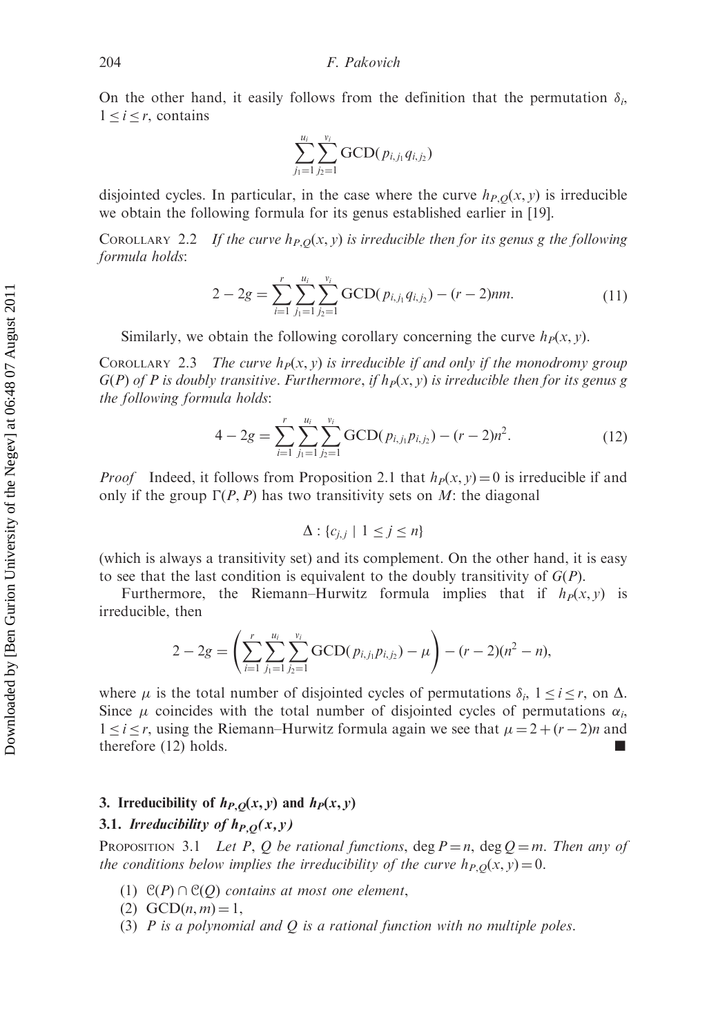On the other hand, it easily follows from the definition that the permutation $\delta_i$, $1 \leq i \leq r$, contains

$$\sum_{j_1=1}^{u_i} \sum_{j_2=1}^{v_i} \text{GCD}(p_{i,j_1} q_{i,j_2})$$

disjointed cycles. In particular, in the case where the curve $h_{P,Q}(x,y)$ is irreducible we obtain the following formula for its genus established earlier in [19].

Corollary 2.2 *If the curve $h_{P,Q}(x,y)$ is irreducible then for its genus $g$ the following formula holds*:

$$2 - 2g = \sum_{i=1}^{r} \sum_{j_1=1}^{u_i} \sum_{j_2=1}^{v_i} \text{GCD}(p_{i,j_1} q_{i,j_2}) - (r-2)nm. \tag{11}$$

Similarly, we obtain the following corollary concerning the curve $h_P(x,y)$.

Corollary 2.3 *The curve $h_P(x,y)$ is irreducible if and only if the monodromy group $G(P)$ of $P$ is doubly transitive. Furthermore, if $h_P(x,y)$ is irreducible then for its genus $g$ the following formula holds*:

$$4 - 2g = \sum_{i=1}^{r} \sum_{j_1=1}^{u_i} \sum_{j_2=1}^{v_i} \text{GCD}(p_{i,j_1} p_{i,j_2}) - (r-2)n^2. \tag{12}$$

*Proof* Indeed, it follows from Proposition 2.1 that $h_P(x,y) = 0$ is irreducible if and only if the group $\Gamma(P,P)$ has two transitivity sets on $M$: the diagonal

$$\Delta : \{c_{j,j} \mid 1 \leq j \leq n\}$$

(which is always a transitivity set) and its complement. On the other hand, it is easy to see that the last condition is equivalent to the doubly transitivity of $G(P)$.

Furthermore, the Riemann–Hurwitz formula implies that if $h_P(x,y)$ is irreducible, then

$$2 - 2g = \left( \sum_{i=1}^{r} \sum_{j_1=1}^{u_i} \sum_{j_2=1}^{v_i} \text{GCD}(p_{i,j_1} p_{i,j_2}) - \mu \right) - (r-2)(n^2 - n),$$

where $\mu$ is the total number of disjointed cycles of permutations $\delta_i$, $1 \leq i \leq r$, on $\Delta$. Since $\mu$ coincides with the total number of disjointed cycles of permutations $\alpha_i$, $1 \leq i \leq r$, using the Riemann–Hurwitz formula again we see that $\mu = 2 + (r-2)n$ and therefore (12) holds. ∎

## 3. Irreducibility of $h_{P,Q}(x,y)$ and $h_P(x,y)$

### 3.1. *Irreducibility of $h_{P,Q}(x,y)$*

Proposition 3.1 *Let $P$, $Q$ be rational functions, $\deg P = n$, $\deg Q = m$. Then any of the conditions below implies the irreducibility of the curve $h_{P,Q}(x,y) = 0$.*

1. *$\mathcal{C}(P) \cap \mathcal{C}(Q)$ contains at most one element,*
2. *$\text{GCD}(n,m) = 1$,*
3. *$P$ is a polynomial and $Q$ is a rational function with no multiple poles.*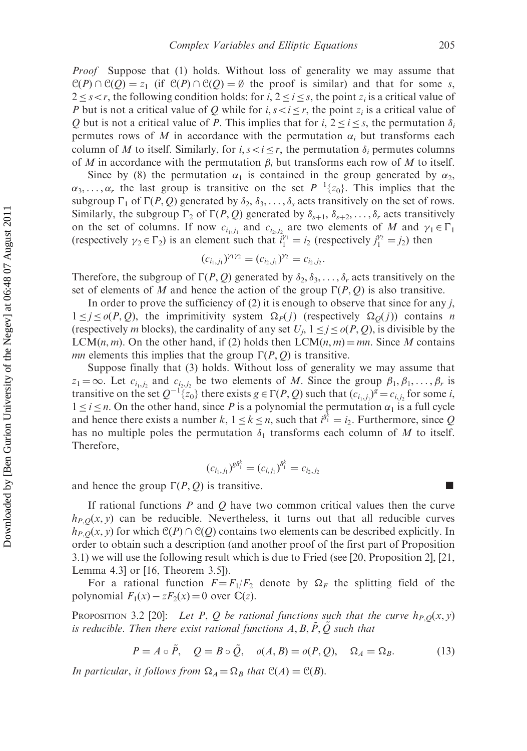*Proof* Suppose that (1) holds. Without loss of generality we may assume that $\mathcal{C}(P) \cap \mathcal{C}(Q) = z_1$ (if $\mathcal{C}(P) \cap \mathcal{C}(Q) = \emptyset$ the proof is similar) and that for some $s$, $2 \le s < r$, the following condition holds: for $i$, $2 \le i \le s$, the point $z_i$ is a critical value of $P$ but is not a critical value of $Q$ while for $i$, $s < i \le r$, the point $z_i$ is a critical value of $Q$ but is not a critical value of $P$. This implies that for $i$, $2 \le i \le s$, the permutation $\delta_i$ permutes rows of $M$ in accordance with the permutation $\alpha_i$ but transforms each column of $M$ to itself. Similarly, for $i$, $s < i \le r$, the permutation $\delta_i$ permutes columns of $M$ in accordance with the permutation $\beta_i$ but transforms each row of $M$ to itself.

Since by (8) the permutation $\alpha_1$ is contained in the group generated by $\alpha_2, \alpha_3, \ldots, \alpha_r$ the last group is transitive on the set $P^{-1}\{z_0\}$. This implies that the subgroup $\Gamma_1$ of $\Gamma(P, Q)$ generated by $\delta_2, \delta_3, \ldots, \delta_s$ acts transitively on the set of rows. Similarly, the subgroup $\Gamma_2$ of $\Gamma(P, Q)$ generated by $\delta_{s+1}, \delta_{s+2}, \ldots, \delta_r$ acts transitively on the set of columns. If now $c_{i_1,j_1}$ and $c_{i_2,j_2}$ are two elements of $M$ and $\gamma_1 \in \Gamma_1$ (respectively $\gamma_2 \in \Gamma_2$) is an element such that $i_1^{\gamma_1} = i_2$ (respectively $j_1^{\gamma_2} = j_2$) then

$$(c_{i_1,j_1})^{\gamma_1\gamma_2} = (c_{i_2,j_1})^{\gamma_2} = c_{i_2,j_2}.$$

Therefore, the subgroup of $\Gamma(P, Q)$ generated by $\delta_2, \delta_3, \ldots, \delta_r$ acts transitively on the set of elements of $M$ and hence the action of the group $\Gamma(P, Q)$ is also transitive.

In order to prove the sufficiency of (2) it is enough to observe that since for any $j$, $1 \le j \le o(P, Q)$, the imprimitivity system $\Omega_P(j)$ (respectively $\Omega_Q(j)$) contains $n$ (respectively $m$ blocks), the cardinality of any set $U_j$, $1 \le j \le o(P, Q)$, is divisible by the $\text{LCM}(n, m)$. On the other hand, if (2) holds then $\text{LCM}(n, m) = mn$. Since $M$ contains $mn$ elements this implies that the group $\Gamma(P, Q)$ is transitive.

Suppose finally that (3) holds. Without loss of generality we may assume that $z_1 = \infty$. Let $c_{i_1,j_2}$ and $c_{i_2,j_2}$ be two elements of $M$. Since the group $\beta_1, \beta_1, \ldots, \beta_r$ is transitive on the set $Q^{-1}\{z_0\}$ there exists $g \in \Gamma(P, Q)$ such that $(c_{i_1,j_1})^g = c_{i,j_2}$ for some $i$, $1 \le i \le n$. On the other hand, since $P$ is a polynomial the permutation $\alpha_1$ is a full cycle and hence there exists a number $k$, $1 \le k \le n$, such that $i^{\delta_1^k} = i_2$. Furthermore, since $Q$ has no multiple poles the permutation $\delta_1$ transforms each column of $M$ to itself. Therefore,

$$(c_{i_1,j_1})^{g\delta_1^k} = (c_{i,j_1})^{\delta_1^k} = c_{i_2,j_2}$$

and hence the group $\Gamma(P, Q)$ is transitive. ■

If rational functions $P$ and $Q$ have two common critical values then the curve $h_{P,Q}(x, y)$ can be reducible. Nevertheless, it turns out that all reducible curves $h_{P,Q}(x, y)$ for which $\mathcal{C}(P) \cap \mathcal{C}(Q)$ contains two elements can be described explicitly. In order to obtain such a description (and another proof of the first part of Proposition 3.1) we will use the following result which is due to Fried (see [20, Proposition 2], [21, Lemma 4.3] or [16, Theorem 3.5]).

For a rational function $F = F_1/F_2$ denote by $\Omega_F$ the splitting field of the polynomial $F_1(x) - zF_2(x) = 0$ over $\mathbb{C}(z)$.

**Proposition 3.2** [20]: *Let $P$, $Q$ be rational functions such that the curve $h_{P,Q}(x, y)$ is reducible. Then there exist rational functions $A, B, \tilde{P}, \tilde{Q}$ such that*

$$P = A \circ \tilde{P}, \quad Q = B \circ \tilde{Q}, \quad o(A, B) = o(P, Q), \quad \Omega_A = \Omega_B. \tag{13}$$

*In particular, it follows from $\Omega_A = \Omega_B$ that $\mathcal{C}(A) = \mathcal{C}(B)$.*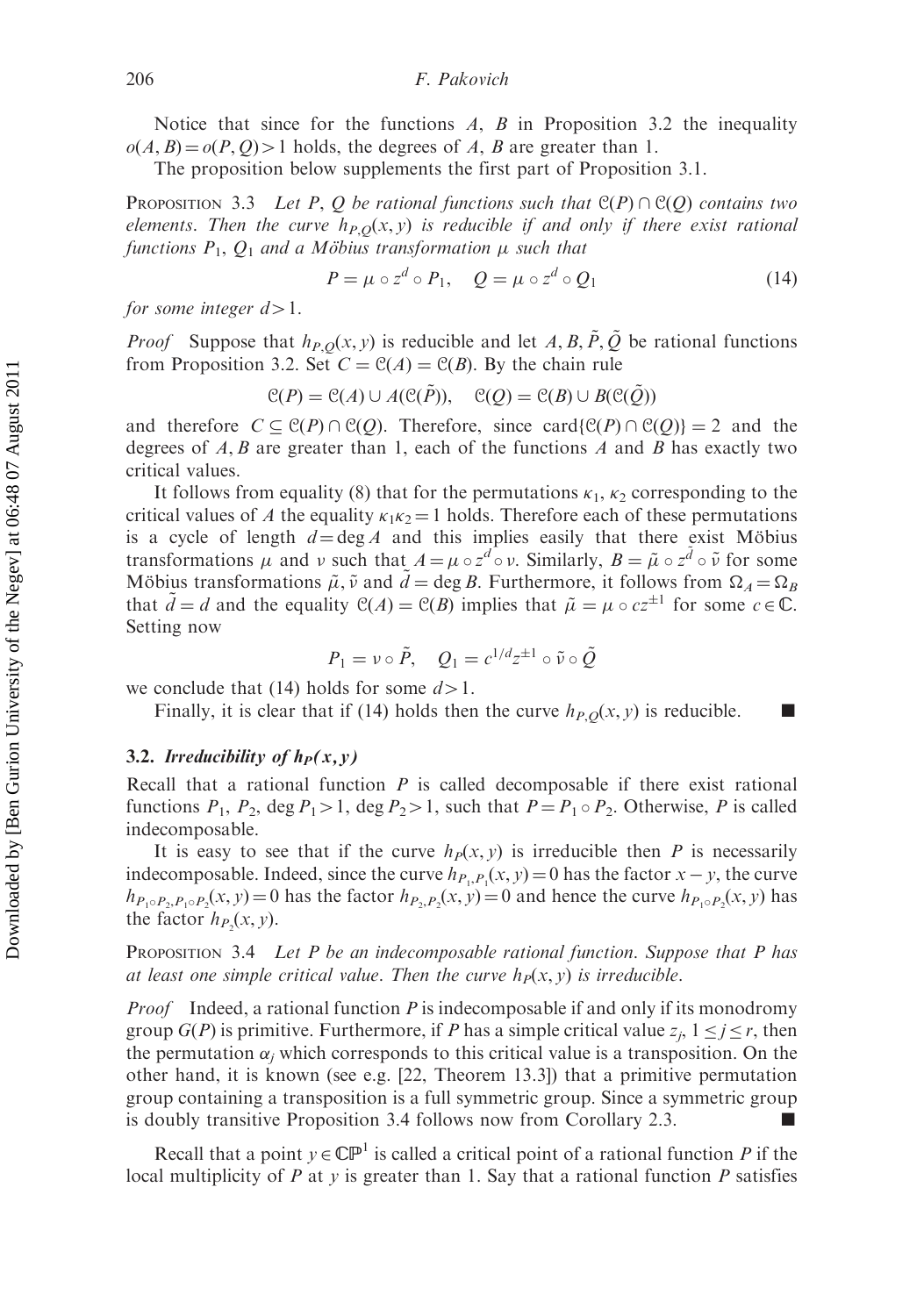Notice that since for the functions $A$, $B$ in Proposition 3.2 the inequality $o(A,B) = o(P,Q) > 1$ holds, the degrees of $A$, $B$ are greater than 1.

The proposition below supplements the first part of Proposition 3.1.

PROPOSITION 3.3 *Let $P$, $Q$ be rational functions such that $\mathcal{C}(P) \cap \mathcal{C}(Q)$ contains two elements. Then the curve $h_{P,Q}(x,y)$ is reducible if and only if there exist rational functions $P_1$, $Q_1$ and a Möbius transformation $\mu$ such that*

$$P = \mu \circ z^d \circ P_1, \quad Q = \mu \circ z^d \circ Q_1 \tag{14}$$

*for some integer $d > 1$.*

*Proof* Suppose that $h_{P,Q}(x,y)$ is reducible and let $A, B, \tilde{P}, \tilde{Q}$ be rational functions from Proposition 3.2. Set $C = \mathcal{C}(A) = \mathcal{C}(B)$. By the chain rule

$$\mathcal{C}(P) = \mathcal{C}(A) \cup A(\mathcal{C}(\tilde{P})), \quad \mathcal{C}(Q) = \mathcal{C}(B) \cup B(\mathcal{C}(\tilde{Q}))$$

and therefore $C \subseteq \mathcal{C}(P) \cap \mathcal{C}(Q)$. Therefore, since $\text{card}\{\mathcal{C}(P) \cap \mathcal{C}(Q)\} = 2$ and the degrees of $A, B$ are greater than 1, each of the functions $A$ and $B$ has exactly two critical values.

It follows from equality (8) that for the permutations $\kappa_1$, $\kappa_2$ corresponding to the critical values of $A$ the equality $\kappa_1 \kappa_2 = 1$ holds. Therefore each of these permutations is a cycle of length $d = \deg A$ and this implies easily that there exist Möbius transformations $\mu$ and $\nu$ such that $A = \mu \circ z^d \circ \nu$. Similarly, $B = \tilde{\mu} \circ z^{\tilde{d}} \circ \tilde{\nu}$ for some Möbius transformations $\tilde{\mu}, \tilde{\nu}$ and $\tilde{d} = \deg B$. Furthermore, it follows from $\Omega_A = \Omega_B$ that $\tilde{d} = d$ and the equality $\mathcal{C}(A) = \mathcal{C}(B)$ implies that $\tilde{\mu} = \mu \circ cz^{\pm 1}$ for some $c \in \mathbb{C}$. Setting now

$$P_1 = \nu \circ \tilde{P}, \quad Q_1 = c^{1/d} z^{\pm 1} \circ \tilde{\nu} \circ \tilde{Q}$$

we conclude that (14) holds for some $d > 1$.

Finally, it is clear that if (14) holds then the curve $h_{P,Q}(x,y)$ is reducible. ∎

### 3.2. *Irreducibility of $h_P(x,y)$*

Recall that a rational function $P$ is called decomposable if there exist rational functions $P_1$, $P_2$, $\deg P_1 > 1$, $\deg P_2 > 1$, such that $P = P_1 \circ P_2$. Otherwise, $P$ is called indecomposable.

It is easy to see that if the curve $h_P(x,y)$ is irreducible then $P$ is necessarily indecomposable. Indeed, since the curve $h_{P_1,P_1}(x,y) = 0$ has the factor $x - y$, the curve $h_{P_1 \circ P_2, P_1 \circ P_2}(x,y) = 0$ has the factor $h_{P_2,P_2}(x,y) = 0$ and hence the curve $h_{P_1 \circ P_2}(x,y)$ has the factor $h_{P_2}(x,y)$.

PROPOSITION 3.4 *Let $P$ be an indecomposable rational function. Suppose that $P$ has at least one simple critical value. Then the curve $h_P(x,y)$ is irreducible.*

*Proof* Indeed, a rational function $P$ is indecomposable if and only if its monodromy group $G(P)$ is primitive. Furthermore, if $P$ has a simple critical value $z_j$, $1 \leq j \leq r$, then the permutation $\alpha_j$ which corresponds to this critical value is a transposition. On the other hand, it is known (see e.g. [22, Theorem 13.3]) that a primitive permutation group containing a transposition is a full symmetric group. Since a symmetric group is doubly transitive Proposition 3.4 follows now from Corollary 2.3. ∎

Recall that a point $y \in \mathbb{CP}^1$ is called a critical point of a rational function $P$ if the local multiplicity of $P$ at $y$ is greater than 1. Say that a rational function $P$ satisfies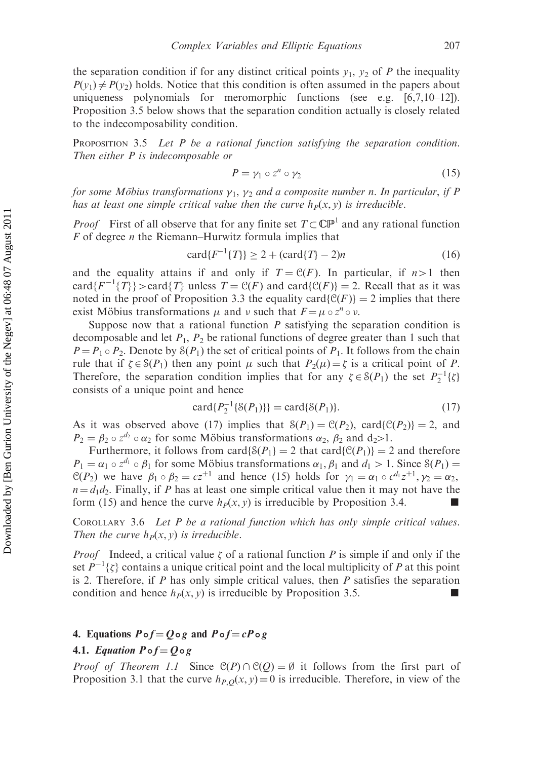the separation condition if for any distinct critical points $y_1$, $y_2$ of $P$ the inequality $P(y_1) \neq P(y_2)$ holds. Notice that this condition is often assumed in the papers about uniqueness polynomials for meromorphic functions (see e.g. [6,7,10–12]). Proposition 3.5 below shows that the separation condition actually is closely related to the indecomposability condition.

PROPOSITION 3.5 *Let $P$ be a rational function satisfying the separation condition. Then either $P$ is indecomposable or*

$$P = \gamma_1 \circ z^n \circ \gamma_2 \tag{15}$$

*for some Möbius transformations $\gamma_1$, $\gamma_2$ and a composite number $n$. In particular, if $P$ has at least one simple critical value then the curve $h_P(x, y)$ is irreducible.*

*Proof* First of all observe that for any finite set $T \subset \mathbb{CP}^1$ and any rational function $F$ of degree $n$ the Riemann–Hurwitz formula implies that

$$\text{card}\{F^{-1}\{T\}\} \geq 2 + (\text{card}\{T\} - 2)n \tag{16}$$

and the equality attains if and only if $T = \mathcal{C}(F)$. In particular, if $n > 1$ then $\text{card}\{F^{-1}\{T\}\} > \text{card}\{T\}$ unless $T = \mathcal{C}(F)$ and $\text{card}\{\mathcal{C}(F)\} = 2$. Recall that as it was noted in the proof of Proposition 3.3 the equality $\text{card}\{\mathcal{C}(F)\} = 2$ implies that there exist Möbius transformations $\mu$ and $\nu$ such that $F = \mu \circ z^n \circ \nu$.

Suppose now that a rational function $P$ satisfying the separation condition is decomposable and let $P_1$, $P_2$ be rational functions of degree greater than 1 such that $P = P_1 \circ P_2$. Denote by $\mathcal{S}(P_1)$ the set of critical points of $P_1$. It follows from the chain rule that if $\zeta \in \mathcal{S}(P_1)$ then any point $\mu$ such that $P_2(\mu) = \zeta$ is a critical point of $P$. Therefore, the separation condition implies that for any $\zeta \in \mathcal{S}(P_1)$ the set $P_2^{-1}\{\zeta\}$ consists of a unique point and hence

$$\text{card}\{P_2^{-1}\{\mathcal{S}(P_1)\}\} = \text{card}\{\mathcal{S}(P_1)\}. \tag{17}$$

As it was observed above (17) implies that $\mathcal{S}(P_1) = \mathcal{C}(P_2)$, $\text{card}\{\mathcal{C}(P_2)\} = 2$, and $P_2 = \beta_2 \circ z^{d_2} \circ \alpha_2$ for some Möbius transformations $\alpha_2$, $\beta_2$ and $d_2 > 1$.

Furthermore, it follows from $\text{card}\{\mathcal{S}(P_1\} = 2$ that $\text{card}\{\mathcal{C}(P_1)\} = 2$ and therefore $P_1 = \alpha_1 \circ z^{d_1} \circ \beta_1$ for some Möbius transformations $\alpha_1, \beta_1$ and $d_1 > 1$. Since $\mathcal{S}(P_1) = \mathcal{C}(P_2)$ we have $\beta_1 \circ \beta_2 = cz^{\pm 1}$ and hence (15) holds for $\gamma_1 = \alpha_1 \circ c^{d_1} z^{\pm 1}, \gamma_2 = \alpha_2$, $n = d_1 d_2$. Finally, if $P$ has at least one simple critical value then it may not have the form (15) and hence the curve $h_P(x, y)$ is irreducible by Proposition 3.4. ■

COROLLARY 3.6 *Let $P$ be a rational function which has only simple critical values. Then the curve $h_P(x, y)$ is irreducible.*

*Proof* Indeed, a critical value $\zeta$ of a rational function $P$ is simple if and only if the set $P^{-1}\{\zeta\}$ contains a unique critical point and the local multiplicity of $P$ at this point is 2. Therefore, if $P$ has only simple critical values, then $P$ satisfies the separation condition and hence $h_P(x, y)$ is irreducible by Proposition 3.5. ■

## 4. Equations $P \circ f = Q \circ g$ and $P \circ f = cP \circ g$

### 4.1. *Equation $P \circ f = Q \circ g$*

*Proof of Theorem 1.1* Since $\mathcal{C}(P) \cap \mathcal{C}(Q) = \emptyset$ it follows from the first part of Proposition 3.1 that the curve $h_{P,Q}(x, y) = 0$ is irreducible. Therefore, in view of the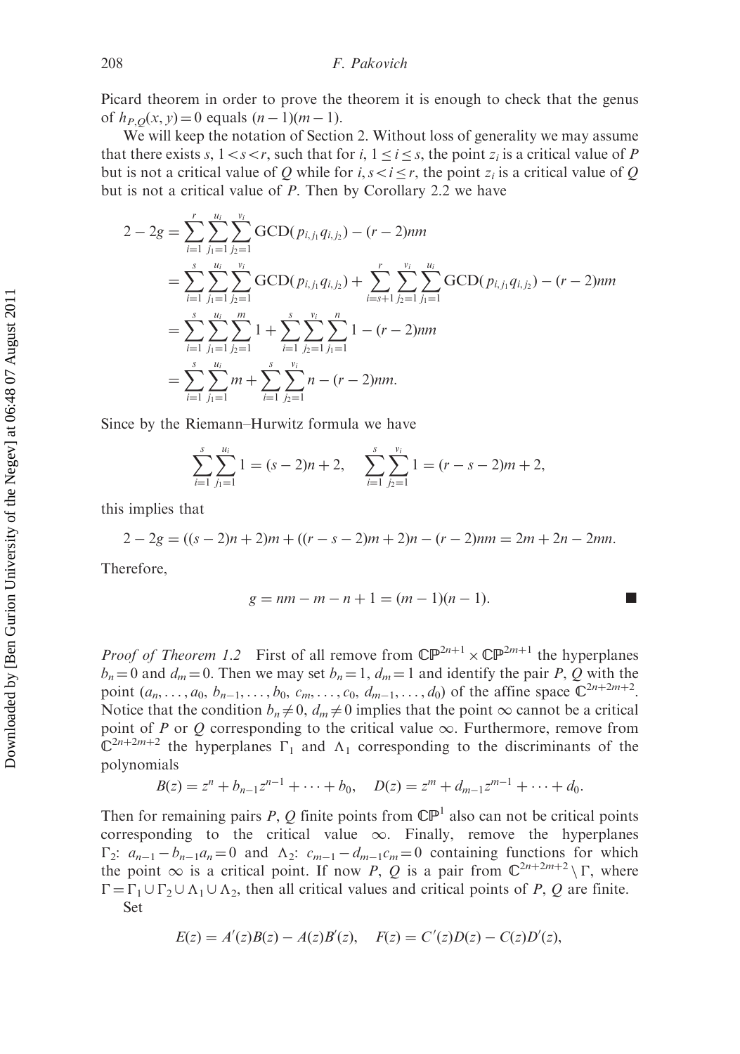Picard theorem in order to prove the theorem it is enough to check that the genus of $h_{P,Q}(x, y) = 0$ equals $(n-1)(m-1)$.

We will keep the notation of Section 2. Without loss of generality we may assume that there exists $s$, $1 < s < r$, such that for $i$, $1 \leq i \leq s$, the point $z_i$ is a critical value of $P$ but is not a critical value of $Q$ while for $i, s < i \leq r$, the point $z_i$ is a critical value of $Q$ but is not a critical value of $P$. Then by Corollary 2.2 we have

$$
\begin{aligned}
2 - 2g &= \sum_{i=1}^{r} \sum_{j_1=1}^{u_i} \sum_{j_2=1}^{v_i} \mathrm{GCD}(p_{i,j_1} q_{i,j_2}) - (r-2)nm \\
&= \sum_{i=1}^{s} \sum_{j_1=1}^{u_i} \sum_{j_2=1}^{v_i} \mathrm{GCD}(p_{i,j_1} q_{i,j_2}) + \sum_{i=s+1}^{r} \sum_{j_2=1}^{v_i} \sum_{j_1=1}^{u_i} \mathrm{GCD}(p_{i,j_1} q_{i,j_2}) - (r-2)nm \\
&= \sum_{i=1}^{s} \sum_{j_1=1}^{u_i} \sum_{j_2=1}^{m} 1 + \sum_{i=1}^{s} \sum_{j_2=1}^{v_i} \sum_{j_1=1}^{n} 1 - (r-2)nm \\
&= \sum_{i=1}^{s} \sum_{j_1=1}^{u_i} m + \sum_{i=1}^{s} \sum_{j_2=1}^{v_i} n - (r-2)nm.
\end{aligned}
$$

Since by the Riemann–Hurwitz formula we have

$$
\sum_{i=1}^{s} \sum_{j_1=1}^{u_i} 1 = (s-2)n + 2, \quad \sum_{i=1}^{s} \sum_{j_2=1}^{v_i} 1 = (r-s-2)m + 2,
$$

this implies that

$$
2 - 2g = ((s-2)n + 2)m + ((r-s-2)m + 2)n - (r-2)nm = 2m + 2n - 2mn.
$$

Therefore,

$$
g = nm - m - n + 1 = (m-1)(n-1). \qquad \blacksquare
$$

*Proof of Theorem 1.2* First of all remove from $\mathbb{CP}^{2n+1} \times \mathbb{CP}^{2m+1}$ the hyperplanes $b_n = 0$ and $d_m = 0$. Then we may set $b_n = 1$, $d_m = 1$ and identify the pair $P$, $Q$ with the point $(a_n, \dots, a_0, b_{n-1}, \dots, b_0, c_m, \dots, c_0, d_{m-1}, \dots, d_0)$ of the affine space $\mathbb{C}^{2n+2m+2}$. Notice that the condition $b_n \neq 0$, $d_m \neq 0$ implies that the point $\infty$ cannot be a critical point of $P$ or $Q$ corresponding to the critical value $\infty$. Furthermore, remove from $\mathbb{C}^{2n+2m+2}$ the hyperplanes $\Gamma_1$ and $\Lambda_1$ corresponding to the discriminants of the polynomials

$$
B(z) = z^n + b_{n-1}z^{n-1} + \cdots + b_0, \quad D(z) = z^m + d_{m-1}z^{m-1} + \cdots + d_0.
$$

Then for remaining pairs $P$, $Q$ finite points from $\mathbb{CP}^1$ also can not be critical points corresponding to the critical value $\infty$. Finally, remove the hyperplanes $\Gamma_2$: $a_{n-1} - b_{n-1}a_n = 0$ and $\Lambda_2$: $c_{m-1} - d_{m-1}c_m = 0$ containing functions for which the point $\infty$ is a critical point. If now $P$, $Q$ is a pair from $\mathbb{C}^{2n+2m+2} \setminus \Gamma$, where $\Gamma = \Gamma_1 \cup \Gamma_2 \cup \Lambda_1 \cup \Lambda_2$, then all critical values and critical points of $P$, $Q$ are finite.

Set

$$
E(z) = A'(z)B(z) - A(z)B'(z), \quad F(z) = C'(z)D(z) - C(z)D'(z),
$$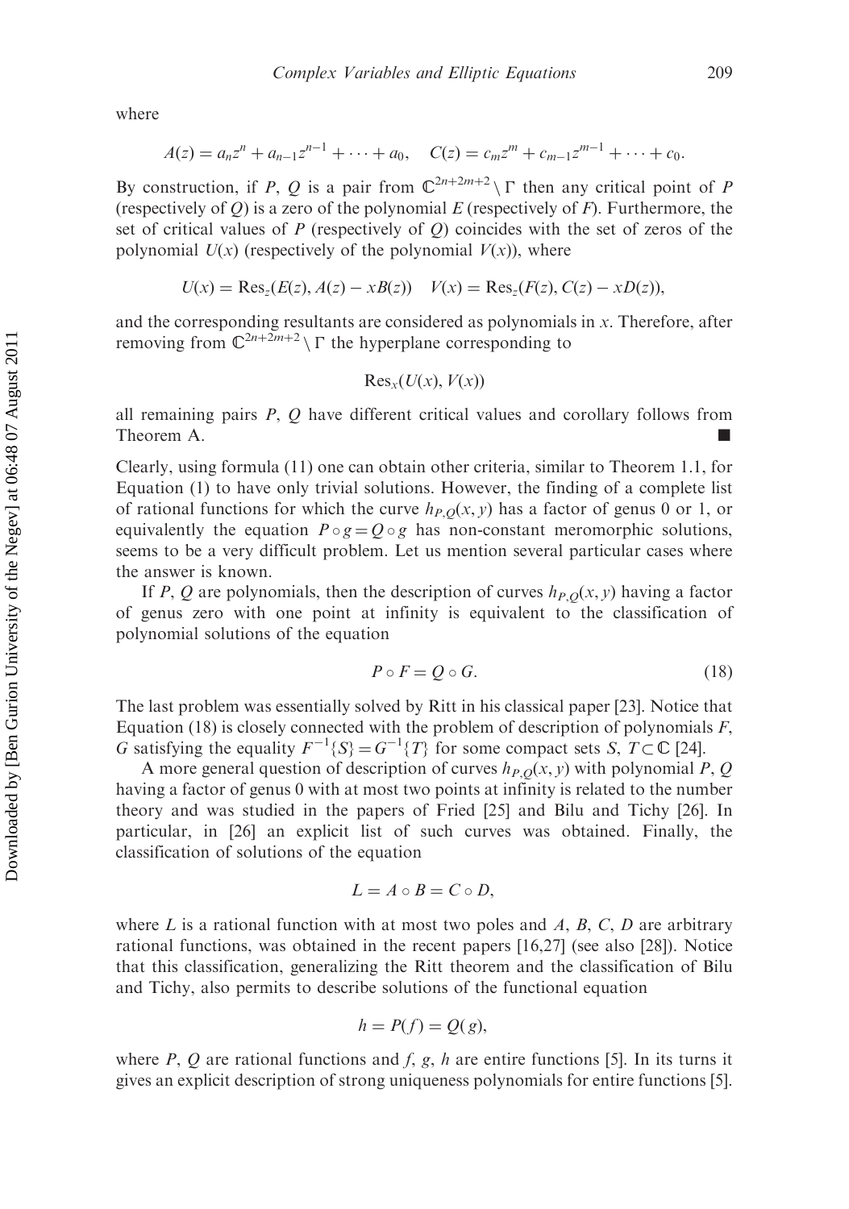where

$$A(z) = a_n z^n + a_{n-1} z^{n-1} + \cdots + a_0, \quad C(z) = c_m z^m + c_{m-1} z^{m-1} + \cdots + c_0.$$

By construction, if $P$, $Q$ is a pair from $\mathbb{C}^{2n+2m+2} \setminus \Gamma$ then any critical point of $P$ (respectively of $Q$) is a zero of the polynomial $E$ (respectively of $F$). Furthermore, the set of critical values of $P$ (respectively of $Q$) coincides with the set of zeros of the polynomial $U(x)$ (respectively of the polynomial $V(x)$), where

$$U(x) = \text{Res}_z(E(z), A(z) - xB(z)) \quad V(x) = \text{Res}_z(F(z), C(z) - xD(z)),$$

and the corresponding resultants are considered as polynomials in $x$. Therefore, after removing from $\mathbb{C}^{2n+2m+2} \setminus \Gamma$ the hyperplane corresponding to

$$\text{Res}_x(U(x), V(x))$$

all remaining pairs $P$, $Q$ have different critical values and corollary follows from Theorem A. ∎

Clearly, using formula (11) one can obtain other criteria, similar to Theorem 1.1, for Equation (1) to have only trivial solutions. However, the finding of a complete list of rational functions for which the curve $h_{P,Q}(x, y)$ has a factor of genus 0 or 1, or equivalently the equation $P \circ g = Q \circ g$ has non-constant meromorphic solutions, seems to be a very difficult problem. Let us mention several particular cases where the answer is known.

If $P$, $Q$ are polynomials, then the description of curves $h_{P,Q}(x, y)$ having a factor of genus zero with one point at infinity is equivalent to the classification of polynomial solutions of the equation

$$P \circ F = Q \circ G. \tag{18}$$

The last problem was essentially solved by Ritt in his classical paper [23]. Notice that Equation (18) is closely connected with the problem of description of polynomials $F$, $G$ satisfying the equality $F^{-1}\{S\} = G^{-1}\{T\}$ for some compact sets $S$, $T \subset \mathbb{C}$ [24].

A more general question of description of curves $h_{P,Q}(x, y)$ with polynomial $P$, $Q$ having a factor of genus 0 with at most two points at infinity is related to the number theory and was studied in the papers of Fried [25] and Bilu and Tichy [26]. In particular, in [26] an explicit list of such curves was obtained. Finally, the classification of solutions of the equation

$$L = A \circ B = C \circ D,$$

where $L$ is a rational function with at most two poles and $A$, $B$, $C$, $D$ are arbitrary rational functions, was obtained in the recent papers [16,27] (see also [28]). Notice that this classification, generalizing the Ritt theorem and the classification of Bilu and Tichy, also permits to describe solutions of the functional equation

$$h = P(f) = Q(g),$$

where $P$, $Q$ are rational functions and $f$, $g$, $h$ are entire functions [5]. In its turns it gives an explicit description of strong uniqueness polynomials for entire functions [5].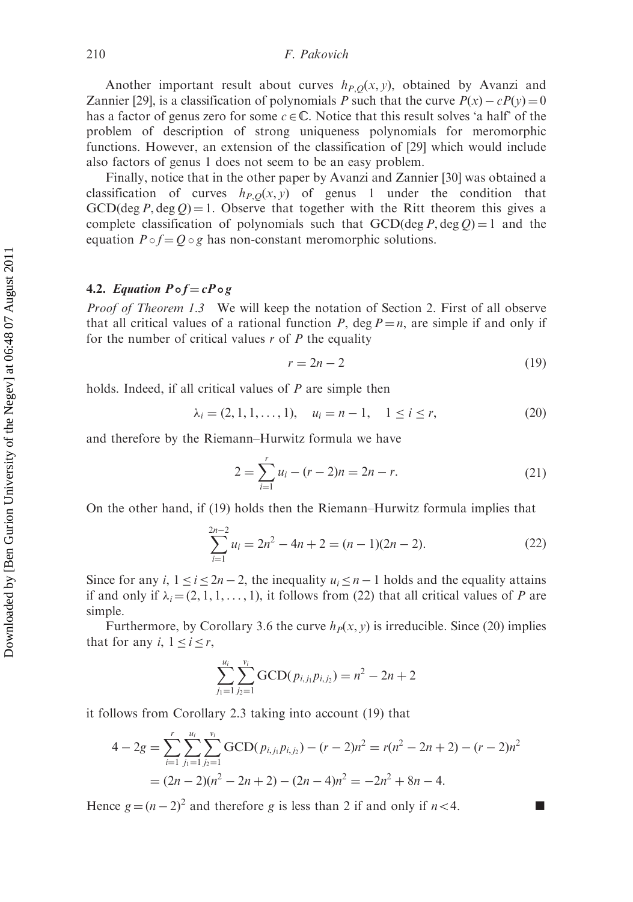Another important result about curves $h_{P,Q}(x,y)$, obtained by Avanzi and Zannier [29], is a classification of polynomials $P$ such that the curve $P(x) - cP(y) = 0$ has a factor of genus zero for some $c \in \mathbb{C}$. Notice that this result solves 'a half' of the problem of description of strong uniqueness polynomials for meromorphic functions. However, an extension of the classification of [29] which would include also factors of genus 1 does not seem to be an easy problem.

Finally, notice that in the other paper by Avanzi and Zannier [30] was obtained a classification of curves $h_{P,Q}(x,y)$ of genus 1 under the condition that $\mathrm{GCD}(\deg P, \deg Q) = 1$. Observe that together with the Ritt theorem this gives a complete classification of polynomials such that $\mathrm{GCD}(\deg P, \deg Q) = 1$ and the equation $P \circ f = Q \circ g$ has non-constant meromorphic solutions.

### 4.2. *Equation* $P \circ f = cP \circ g$

*Proof of Theorem 1.3* We will keep the notation of Section 2. First of all observe that all critical values of a rational function $P$, $\deg P = n$, are simple if and only if for the number of critical values $r$ of $P$ the equality

$$r = 2n - 2 \tag{19}$$

holds. Indeed, if all critical values of $P$ are simple then

$$\lambda_i = (2, 1, 1, \ldots, 1), \quad u_i = n - 1, \quad 1 \leq i \leq r, \tag{20}$$

and therefore by the Riemann–Hurwitz formula we have

$$2 = \sum_{i=1}^{r} u_i - (r-2)n = 2n - r. \tag{21}$$

On the other hand, if (19) holds then the Riemann–Hurwitz formula implies that

$$\sum_{i=1}^{2n-2} u_i = 2n^2 - 4n + 2 = (n-1)(2n-2). \tag{22}$$

Since for any $i$, $1 \leq i \leq 2n-2$, the inequality $u_i \leq n-1$ holds and the equality attains if and only if $\lambda_i = (2, 1, 1, \ldots, 1)$, it follows from (22) that all critical values of $P$ are simple.

Furthermore, by Corollary 3.6 the curve $h_P(x,y)$ is irreducible. Since (20) implies that for any $i$, $1 \leq i \leq r$,

$$\sum_{j_1=1}^{u_i} \sum_{j_2=1}^{v_i} \mathrm{GCD}(p_{i,j_1} p_{i,j_2}) = n^2 - 2n + 2$$

it follows from Corollary 2.3 taking into account (19) that

$$\begin{aligned} 4 - 2g &= \sum_{i=1}^{r} \sum_{j_1=1}^{u_i} \sum_{j_2=1}^{v_i} \mathrm{GCD}(p_{i,j_1} p_{i,j_2}) - (r-2)n^2 = r(n^2 - 2n + 2) - (r-2)n^2 \\ &= (2n-2)(n^2 - 2n + 2) - (2n-4)n^2 = -2n^2 + 8n - 4. \end{aligned}$$

Hence $g = (n-2)^2$ and therefore $g$ is less than 2 if and only if $n < 4$. ■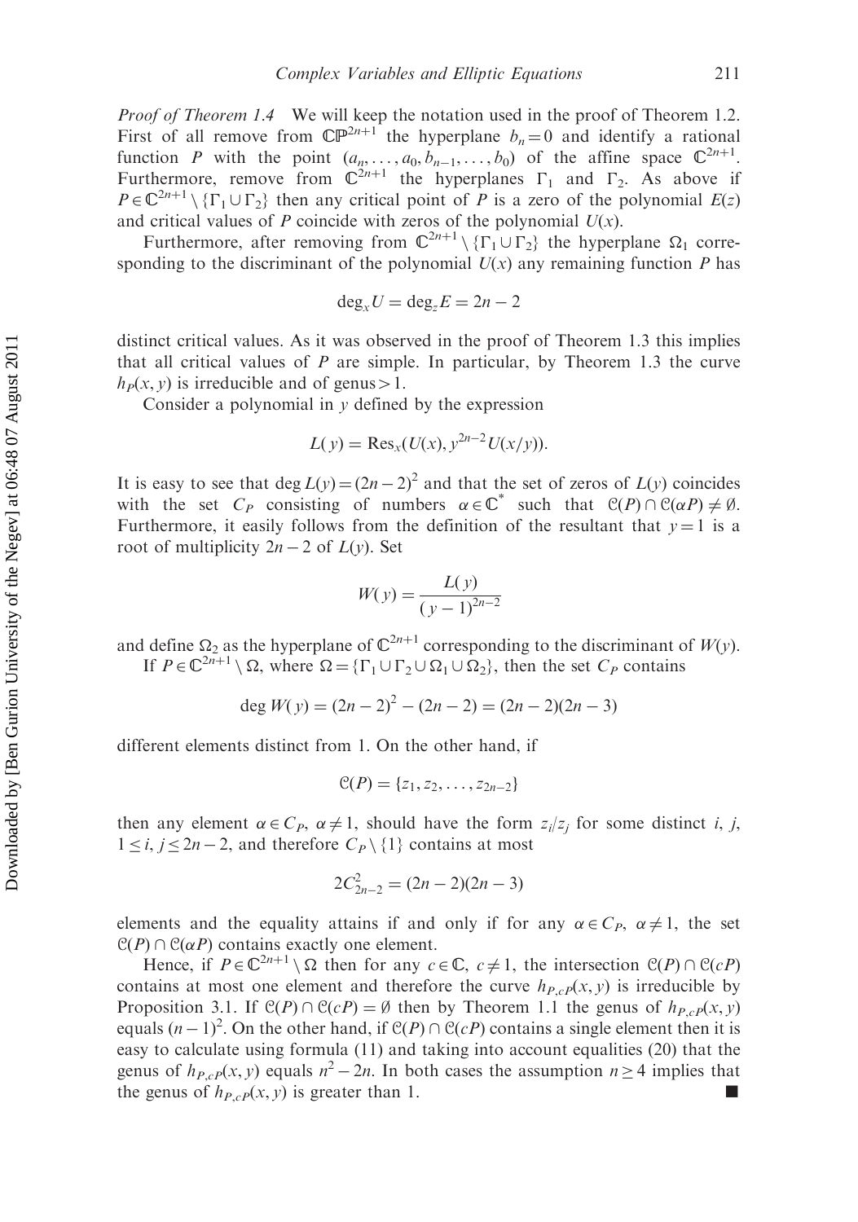*Proof of Theorem 1.4* We will keep the notation used in the proof of Theorem 1.2. First of all remove from $\mathbb{CP}^{2n+1}$ the hyperplane $b_n = 0$ and identify a rational function $P$ with the point $(a_n, \dots, a_0, b_{n-1}, \dots, b_0)$ of the affine space $\mathbb{C}^{2n+1}$. Furthermore, remove from $\mathbb{C}^{2n+1}$ the hyperplanes $\Gamma_1$ and $\Gamma_2$. As above if $P \in \mathbb{C}^{2n+1} \setminus \{\Gamma_1 \cup \Gamma_2\}$ then any critical point of $P$ is a zero of the polynomial $E(z)$ and critical values of $P$ coincide with zeros of the polynomial $U(x)$.

Furthermore, after removing from $\mathbb{C}^{2n+1} \setminus \{\Gamma_1 \cup \Gamma_2\}$ the hyperplane $\Omega_1$ corresponding to the discriminant of the polynomial $U(x)$ any remaining function $P$ has

$$\deg_x U = \deg_z E = 2n - 2$$

distinct critical values. As it was observed in the proof of Theorem 1.3 this implies that all critical values of $P$ are simple. In particular, by Theorem 1.3 the curve $h_P(x, y)$ is irreducible and of genus$>1$.

Consider a polynomial in $y$ defined by the expression

$$L(y) = \mathrm{Res}_x(U(x), y^{2n-2}U(x/y)).$$

It is easy to see that $\deg L(y) = (2n-2)^2$ and that the set of zeros of $L(y)$ coincides with the set $C_P$ consisting of numbers $\alpha \in \mathbb{C}^*$ such that $\mathcal{C}(P) \cap \mathcal{C}(\alpha P) \neq \emptyset$. Furthermore, it easily follows from the definition of the resultant that $y = 1$ is a root of multiplicity $2n - 2$ of $L(y)$. Set

$$W(y) = \frac{L(y)}{(y-1)^{2n-2}}$$

and define $\Omega_2$ as the hyperplane of $\mathbb{C}^{2n+1}$ corresponding to the discriminant of $W(y)$.

If $P \in \mathbb{C}^{2n+1} \setminus \Omega$, where $\Omega = \{\Gamma_1 \cup \Gamma_2 \cup \Omega_1 \cup \Omega_2\}$, then the set $C_P$ contains

$$\deg W(y) = (2n-2)^2 - (2n-2) = (2n-2)(2n-3)$$

different elements distinct from 1. On the other hand, if

$$\mathcal{C}(P) = \{z_1, z_2, \dots, z_{2n-2}\}$$

then any element $\alpha \in C_P$, $\alpha \neq 1$, should have the form $z_i/z_j$ for some distinct $i$, $j$, $1 \leq i, j \leq 2n-2$, and therefore $C_P \setminus \{1\}$ contains at most

$$2C_{2n-2}^2 = (2n-2)(2n-3)$$

elements and the equality attains if and only if for any $\alpha \in C_P$, $\alpha \neq 1$, the set $\mathcal{C}(P) \cap \mathcal{C}(\alpha P)$ contains exactly one element.

Hence, if $P \in \mathbb{C}^{2n+1} \setminus \Omega$ then for any $c \in \mathbb{C}$, $c \neq 1$, the intersection $\mathcal{C}(P) \cap \mathcal{C}(cP)$ contains at most one element and therefore the curve $h_{P,cP}(x, y)$ is irreducible by Proposition 3.1. If $\mathcal{C}(P) \cap \mathcal{C}(cP) = \emptyset$ then by Theorem 1.1 the genus of $h_{P,cP}(x, y)$ equals $(n-1)^2$. On the other hand, if $\mathcal{C}(P) \cap \mathcal{C}(cP)$ contains a single element then it is easy to calculate using formula (11) and taking into account equalities (20) that the genus of $h_{P,cP}(x, y)$ equals $n^2 - 2n$. In both cases the assumption $n \geq 4$ implies that the genus of $h_{P,cP}(x, y)$ is greater than 1. ■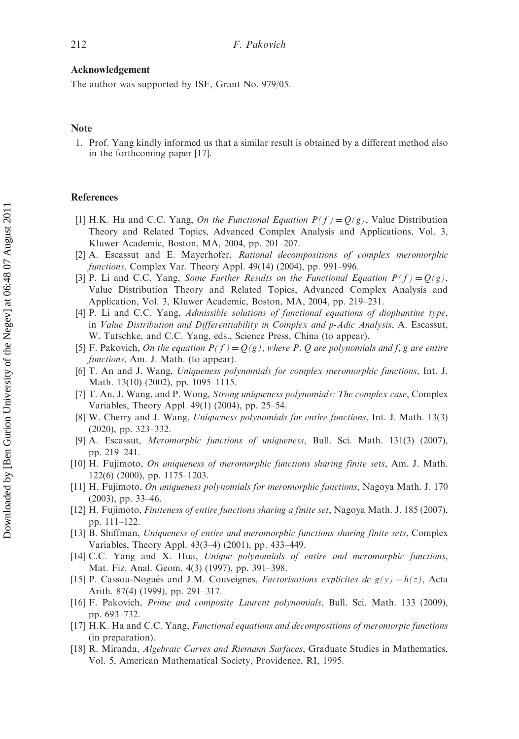## Acknowledgement

The author was supported by ISF, Grant No. 979/05.

## Note

1. Prof. Yang kindly informed us that a similar result is obtained by a different method also in the forthcoming paper [17].

## References

[1] H.K. Ha and C.C. Yang, *On the Functional Equation $P(f) = Q(g)$*, Value Distribution Theory and Related Topics, Advanced Complex Analysis and Applications, Vol. 3, Kluwer Academic, Boston, MA, 2004, pp. 201–207.

[2] A. Escassut and E. Mayerhofer, *Rational decompositions of complex meromorphic functions*, Complex Var. Theory Appl. 49(14) (2004), pp. 991–996.

[3] P. Li and C.C. Yang, *Some Further Results on the Functional Equation $P(f) = Q(g)$*, Value Distribution Theory and Related Topics, Advanced Complex Analysis and Application, Vol. 3, Kluwer Academic, Boston, MA, 2004, pp. 219–231.

[4] P. Li and C.C. Yang, *Admissible solutions of functional equations of diophantine type*, in *Value Distribution and Differentiability in Complex and p-Adic Analysis*, A. Escassut, W. Tutschke, and C.C. Yang, eds., Science Press, China (to appear).

[5] F. Pakovich, *On the equation $P(f) = Q(g)$, where P, Q are polynomials and f, g are entire functions*, Am. J. Math. (to appear).

[6] T. An and J. Wang, *Uniqueness polynomials for complex meromorphic functions*, Int. J. Math. 13(10) (2002), pp. 1095–1115.

[7] T. An, J. Wang, and P. Wong, *Strong uniqueness polynomials: The complex case*, Complex Variables, Theory Appl. 49(1) (2004), pp. 25–54.

[8] W. Cherry and J. Wang, *Uniqueness polynomials for entire functions*, Int. J. Math. 13(3) (2020), pp. 323–332.

[9] A. Escassut, *Meromorphic functions of uniqueness*, Bull. Sci. Math. 131(3) (2007), pp. 219–241.

[10] H. Fujimoto, *On uniqueness of meromorphic functions sharing finite sets*, Am. J. Math. 122(6) (2000), pp. 1175–1203.

[11] H. Fujimoto, *On uniqueness polynomials for meromorphic functions*, Nagoya Math. J. 170 (2003), pp. 33–46.

[12] H. Fujimoto, *Finiteness of entire functions sharing a finite set*, Nagoya Math. J. 185 (2007), pp. 111–122.

[13] B. Shiffman, *Uniqueness of entire and meromorphic functions sharing finite sets*, Complex Variables, Theory Appl. 43(3–4) (2001), pp. 433–449.

[14] C.C. Yang and X. Hua, *Unique polynomials of entire and meromorphic functions*, Mat. Fiz. Anal. Geom. 4(3) (1997), pp. 391–398.

[15] P. Cassou-Nogués and J.M. Couveignes, *Factorisations explicites de $g(y) - h(z)$*, Acta Arith. 87(4) (1999), pp. 291–317.

[16] F. Pakovich, *Prime and composite Laurent polynomials*, Bull. Sci. Math. 133 (2009), pp. 693–732.

[17] H.K. Ha and C.C. Yang, *Functional equations and decompositions of meromorpic functions* (in preparation).

[18] R. Miranda, *Algebraic Curves and Riemann Surfaces*, Graduate Studies in Mathematics, Vol. 5, American Mathematical Society, Providence, RI, 1995.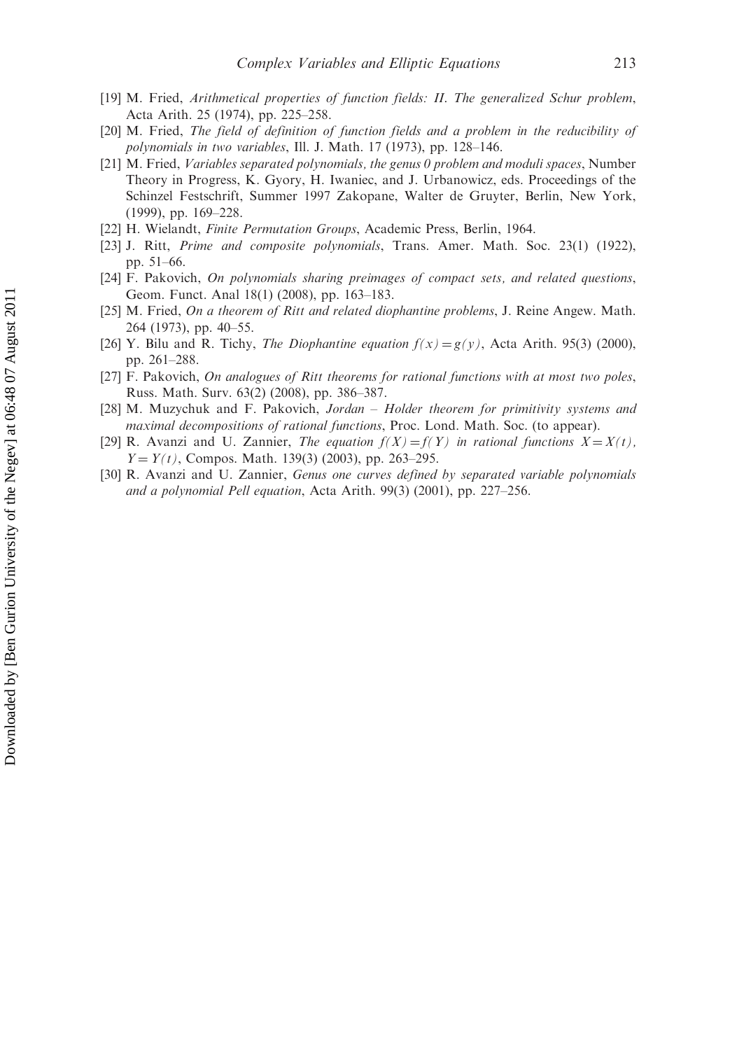[19] M. Fried, *Arithmetical properties of function fields: II. The generalized Schur problem*, Acta Arith. 25 (1974), pp. 225–258.

[20] M. Fried, *The field of definition of function fields and a problem in the reducibility of polynomials in two variables*, Ill. J. Math. 17 (1973), pp. 128–146.

[21] M. Fried, *Variables separated polynomials, the genus 0 problem and moduli spaces*, Number Theory in Progress, K. Gyory, H. Iwaniec, and J. Urbanowicz, eds. Proceedings of the Schinzel Festschrift, Summer 1997 Zakopane, Walter de Gruyter, Berlin, New York, (1999), pp. 169–228.

[22] H. Wielandt, *Finite Permutation Groups*, Academic Press, Berlin, 1964.

[23] J. Ritt, *Prime and composite polynomials*, Trans. Amer. Math. Soc. 23(1) (1922), pp. 51–66.

[24] F. Pakovich, *On polynomials sharing preimages of compact sets, and related questions*, Geom. Funct. Anal 18(1) (2008), pp. 163–183.

[25] M. Fried, *On a theorem of Ritt and related diophantine problems*, J. Reine Angew. Math. 264 (1973), pp. 40–55.

[26] Y. Bilu and R. Tichy, *The Diophantine equation $f(x)=g(y)$*, Acta Arith. 95(3) (2000), pp. 261–288.

[27] F. Pakovich, *On analogues of Ritt theorems for rational functions with at most two poles*, Russ. Math. Surv. 63(2) (2008), pp. 386–387.

[28] M. Muzychuk and F. Pakovich, *Jordan – Holder theorem for primitivity systems and maximal decompositions of rational functions*, Proc. Lond. Math. Soc. (to appear).

[29] R. Avanzi and U. Zannier, *The equation $f(X)=f(Y)$ in rational functions $X=X(t)$, $Y=Y(t)$*, Compos. Math. 139(3) (2003), pp. 263–295.

[30] R. Avanzi and U. Zannier, *Genus one curves defined by separated variable polynomials and a polynomial Pell equation*, Acta Arith. 99(3) (2001), pp. 227–256.